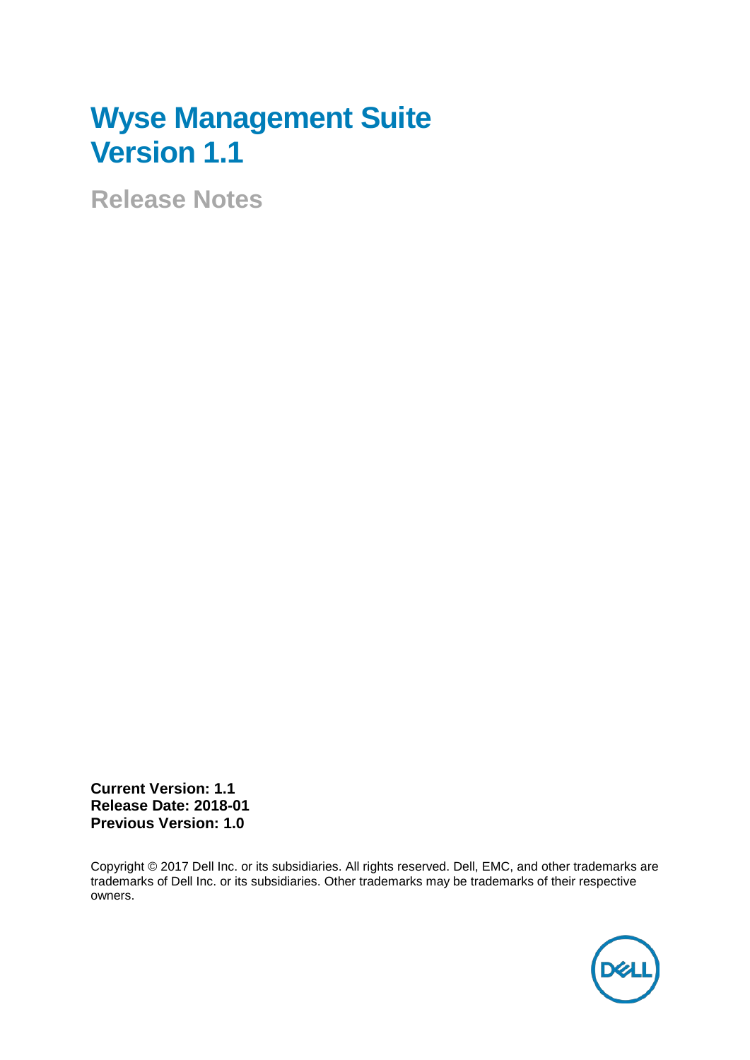# Wyse Management Suite
# Version 1.1

## Release Notes

**Current Version: 1.1**
**Release Date: 2018-01**
**Previous Version: 1.0**

Copyright © 2017 Dell Inc. or its subsidiaries. All rights reserved. Dell, EMC, and other trademarks are trademarks of Dell Inc. or its subsidiaries. Other trademarks may be trademarks of their respective owners.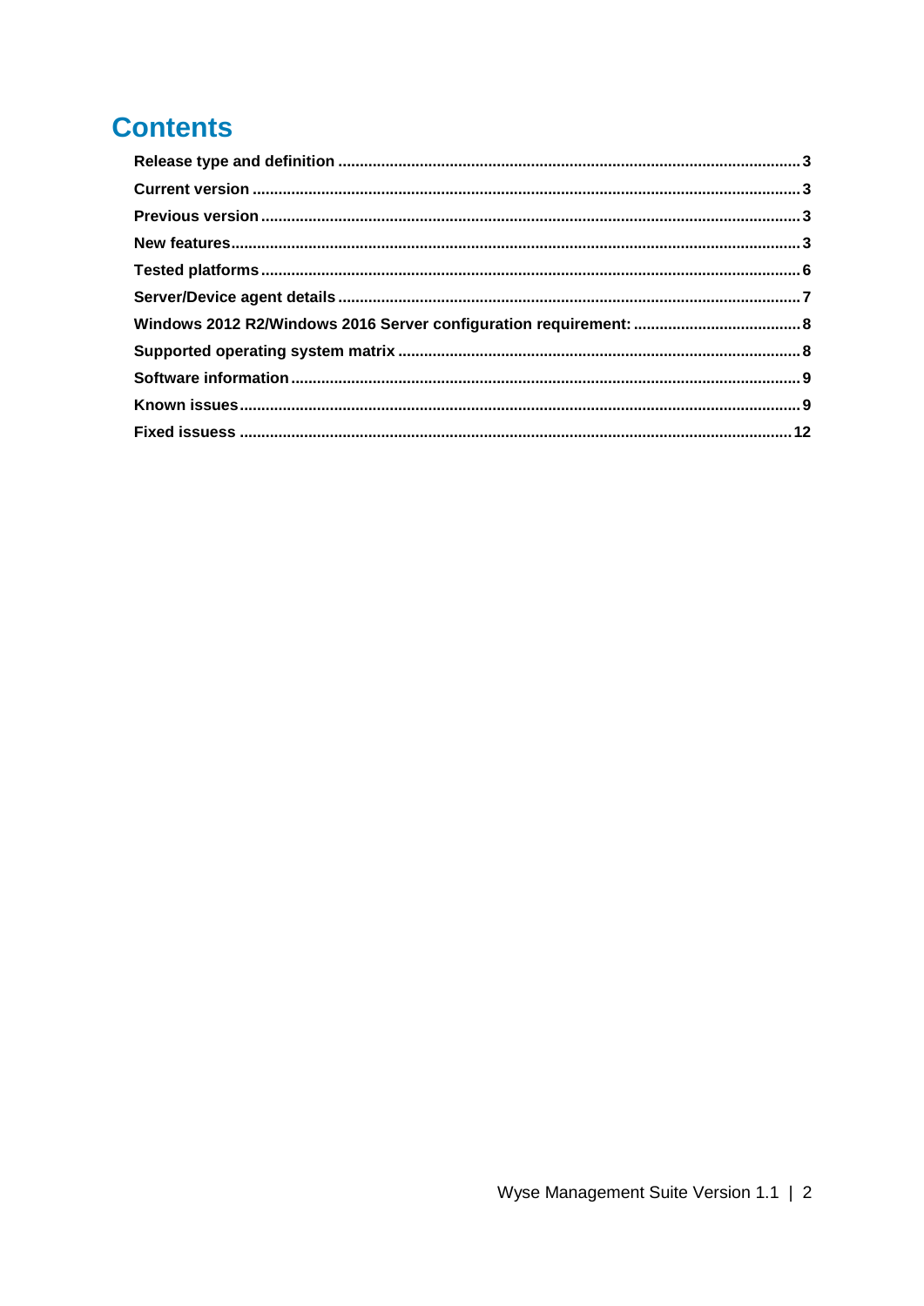# Contents

- Release type and definition ........ 3
- Current version ........ 3
- Previous version ........ 3
- New features ........ 3
- Tested platforms ........ 6
- Server/Device agent details ........ 7
- Windows 2012 R2/Windows 2016 Server configuration requirement: ........ 8
- Supported operating system matrix ........ 8
- Software information ........ 9
- Known issues ........ 9
- Fixed issuess ........ 12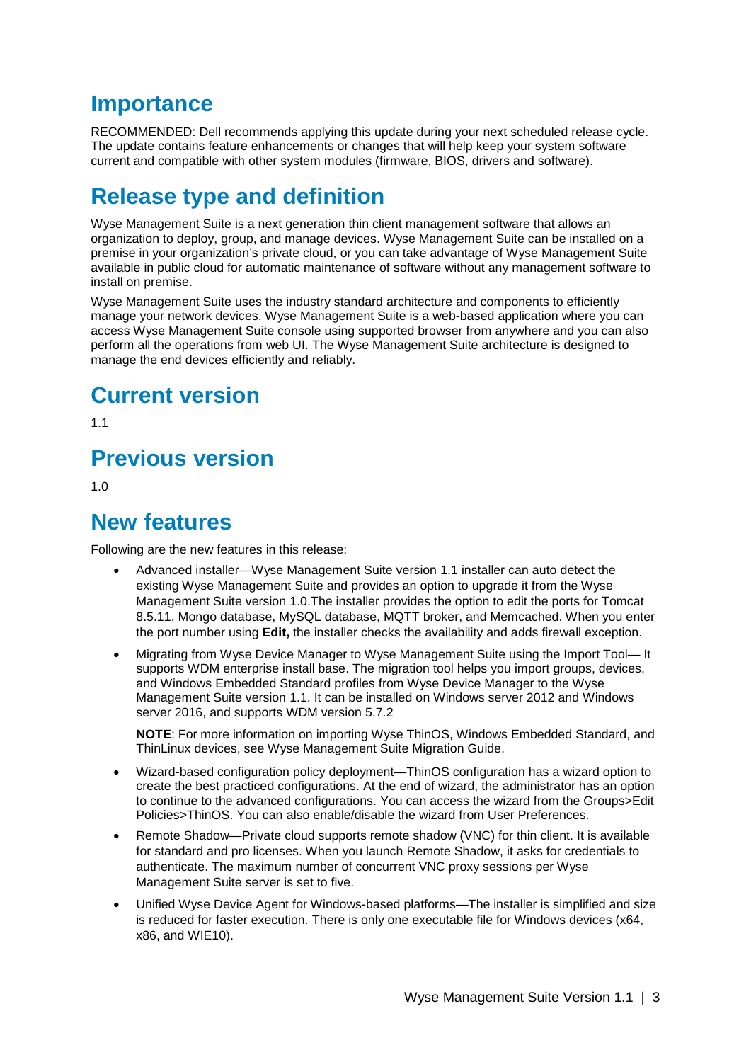## Importance

RECOMMENDED: Dell recommends applying this update during your next scheduled release cycle. The update contains feature enhancements or changes that will help keep your system software current and compatible with other system modules (firmware, BIOS, drivers and software).

## Release type and definition

Wyse Management Suite is a next generation thin client management software that allows an organization to deploy, group, and manage devices. Wyse Management Suite can be installed on a premise in your organization's private cloud, or you can take advantage of Wyse Management Suite available in public cloud for automatic maintenance of software without any management software to install on premise.

Wyse Management Suite uses the industry standard architecture and components to efficiently manage your network devices. Wyse Management Suite is a web-based application where you can access Wyse Management Suite console using supported browser from anywhere and you can also perform all the operations from web UI. The Wyse Management Suite architecture is designed to manage the end devices efficiently and reliably.

## Current version

1.1

## Previous version

1.0

## New features

Following are the new features in this release:

- Advanced installer—Wyse Management Suite version 1.1 installer can auto detect the existing Wyse Management Suite and provides an option to upgrade it from the Wyse Management Suite version 1.0.The installer provides the option to edit the ports for Tomcat 8.5.11, Mongo database, MySQL database, MQTT broker, and Memcached. When you enter the port number using **Edit,** the installer checks the availability and adds firewall exception.
- Migrating from Wyse Device Manager to Wyse Management Suite using the Import Tool— It supports WDM enterprise install base. The migration tool helps you import groups, devices, and Windows Embedded Standard profiles from Wyse Device Manager to the Wyse Management Suite version 1.1. It can be installed on Windows server 2012 and Windows server 2016, and supports WDM version 5.7.2

  **NOTE**: For more information on importing Wyse ThinOS, Windows Embedded Standard, and ThinLinux devices, see Wyse Management Suite Migration Guide.
- Wizard-based configuration policy deployment—ThinOS configuration has a wizard option to create the best practiced configurations. At the end of wizard, the administrator has an option to continue to the advanced configurations. You can access the wizard from the Groups>Edit Policies>ThinOS. You can also enable/disable the wizard from User Preferences.
- Remote Shadow—Private cloud supports remote shadow (VNC) for thin client. It is available for standard and pro licenses. When you launch Remote Shadow, it asks for credentials to authenticate. The maximum number of concurrent VNC proxy sessions per Wyse Management Suite server is set to five.
- Unified Wyse Device Agent for Windows-based platforms—The installer is simplified and size is reduced for faster execution. There is only one executable file for Windows devices (x64, x86, and WIE10).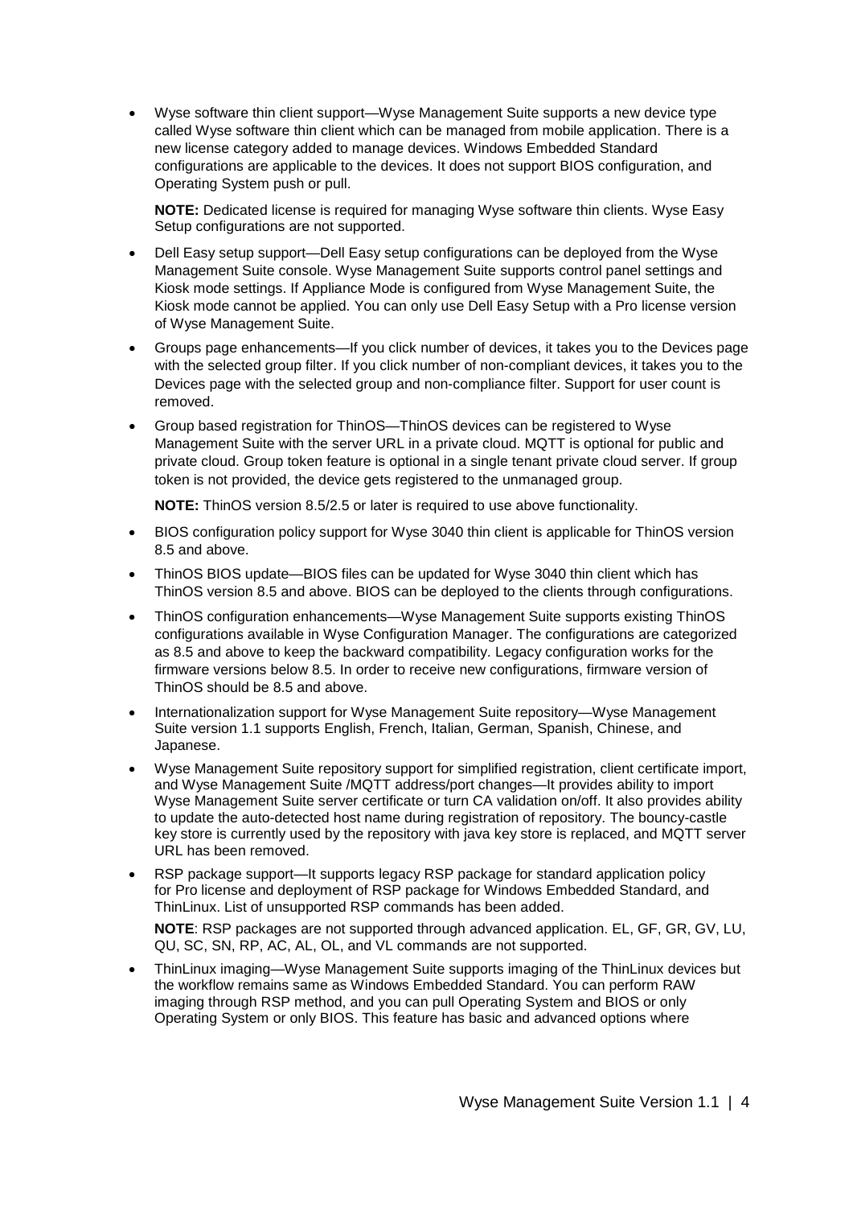- Wyse software thin client support—Wyse Management Suite supports a new device type called Wyse software thin client which can be managed from mobile application. There is a new license category added to manage devices. Windows Embedded Standard configurations are applicable to the devices. It does not support BIOS configuration, and Operating System push or pull.

  **NOTE:** Dedicated license is required for managing Wyse software thin clients. Wyse Easy Setup configurations are not supported.

- Dell Easy setup support—Dell Easy setup configurations can be deployed from the Wyse Management Suite console. Wyse Management Suite supports control panel settings and Kiosk mode settings. If Appliance Mode is configured from Wyse Management Suite, the Kiosk mode cannot be applied. You can only use Dell Easy Setup with a Pro license version of Wyse Management Suite.

- Groups page enhancements—If you click number of devices, it takes you to the Devices page with the selected group filter. If you click number of non-compliant devices, it takes you to the Devices page with the selected group and non-compliance filter. Support for user count is removed.

- Group based registration for ThinOS—ThinOS devices can be registered to Wyse Management Suite with the server URL in a private cloud. MQTT is optional for public and private cloud. Group token feature is optional in a single tenant private cloud server. If group token is not provided, the device gets registered to the unmanaged group.

  **NOTE:** ThinOS version 8.5/2.5 or later is required to use above functionality.

- BIOS configuration policy support for Wyse 3040 thin client is applicable for ThinOS version 8.5 and above.

- ThinOS BIOS update—BIOS files can be updated for Wyse 3040 thin client which has ThinOS version 8.5 and above. BIOS can be deployed to the clients through configurations.

- ThinOS configuration enhancements—Wyse Management Suite supports existing ThinOS configurations available in Wyse Configuration Manager. The configurations are categorized as 8.5 and above to keep the backward compatibility. Legacy configuration works for the firmware versions below 8.5. In order to receive new configurations, firmware version of ThinOS should be 8.5 and above.

- Internationalization support for Wyse Management Suite repository—Wyse Management Suite version 1.1 supports English, French, Italian, German, Spanish, Chinese, and Japanese.

- Wyse Management Suite repository support for simplified registration, client certificate import, and Wyse Management Suite /MQTT address/port changes—It provides ability to import Wyse Management Suite server certificate or turn CA validation on/off. It also provides ability to update the auto-detected host name during registration of repository. The bouncy-castle key store is currently used by the repository with java key store is replaced, and MQTT server URL has been removed.

- RSP package support—It supports legacy RSP package for standard application policy for Pro license and deployment of RSP package for Windows Embedded Standard, and ThinLinux. List of unsupported RSP commands has been added.

  **NOTE**: RSP packages are not supported through advanced application. EL, GF, GR, GV, LU, QU, SC, SN, RP, AC, AL, OL, and VL commands are not supported.

- ThinLinux imaging—Wyse Management Suite supports imaging of the ThinLinux devices but the workflow remains same as Windows Embedded Standard. You can perform RAW imaging through RSP method, and you can pull Operating System and BIOS or only Operating System or only BIOS. This feature has basic and advanced options where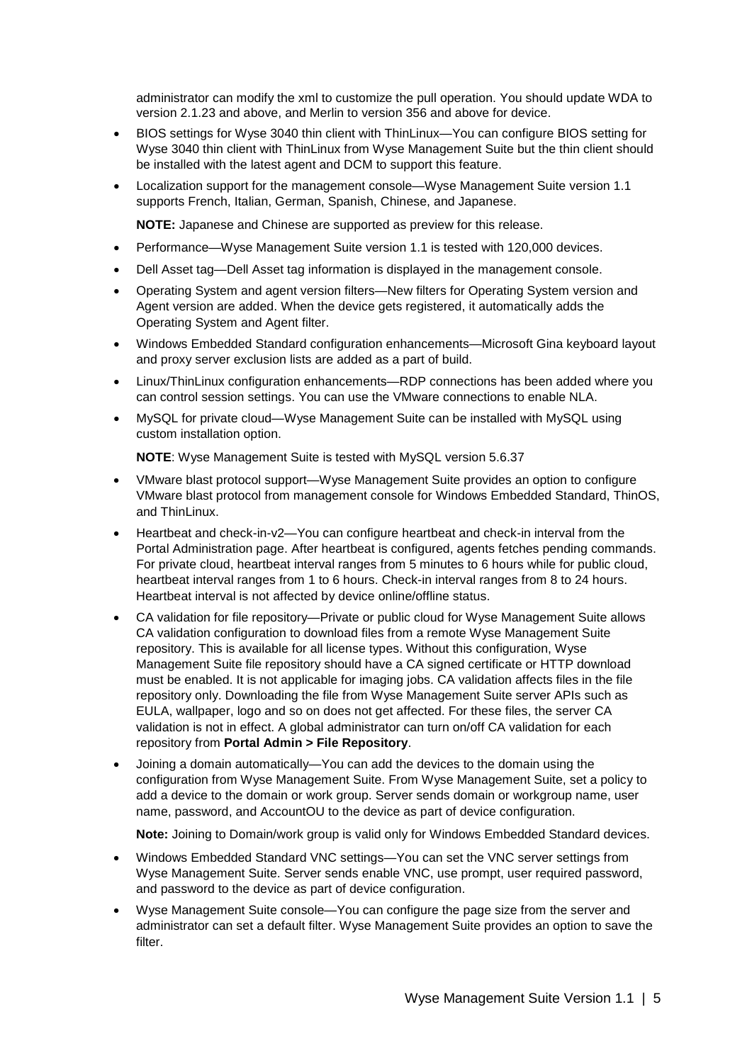administrator can modify the xml to customize the pull operation. You should update WDA to version 2.1.23 and above, and Merlin to version 356 and above for device.

- BIOS settings for Wyse 3040 thin client with ThinLinux—You can configure BIOS setting for Wyse 3040 thin client with ThinLinux from Wyse Management Suite but the thin client should be installed with the latest agent and DCM to support this feature.
- Localization support for the management console—Wyse Management Suite version 1.1 supports French, Italian, German, Spanish, Chinese, and Japanese.

  **NOTE:** Japanese and Chinese are supported as preview for this release.

- Performance—Wyse Management Suite version 1.1 is tested with 120,000 devices.
- Dell Asset tag—Dell Asset tag information is displayed in the management console.
- Operating System and agent version filters—New filters for Operating System version and Agent version are added. When the device gets registered, it automatically adds the Operating System and Agent filter.
- Windows Embedded Standard configuration enhancements—Microsoft Gina keyboard layout and proxy server exclusion lists are added as a part of build.
- Linux/ThinLinux configuration enhancements—RDP connections has been added where you can control session settings. You can use the VMware connections to enable NLA.
- MySQL for private cloud—Wyse Management Suite can be installed with MySQL using custom installation option.

  **NOTE**: Wyse Management Suite is tested with MySQL version 5.6.37

- VMware blast protocol support—Wyse Management Suite provides an option to configure VMware blast protocol from management console for Windows Embedded Standard, ThinOS, and ThinLinux.
- Heartbeat and check-in-v2—You can configure heartbeat and check-in interval from the Portal Administration page. After heartbeat is configured, agents fetches pending commands. For private cloud, heartbeat interval ranges from 5 minutes to 6 hours while for public cloud, heartbeat interval ranges from 1 to 6 hours. Check-in interval ranges from 8 to 24 hours. Heartbeat interval is not affected by device online/offline status.
- CA validation for file repository—Private or public cloud for Wyse Management Suite allows CA validation configuration to download files from a remote Wyse Management Suite repository. This is available for all license types. Without this configuration, Wyse Management Suite file repository should have a CA signed certificate or HTTP download must be enabled. It is not applicable for imaging jobs. CA validation affects files in the file repository only. Downloading the file from Wyse Management Suite server APIs such as EULA, wallpaper, logo and so on does not get affected. For these files, the server CA validation is not in effect. A global administrator can turn on/off CA validation for each repository from **Portal Admin > File Repository**.
- Joining a domain automatically—You can add the devices to the domain using the configuration from Wyse Management Suite. From Wyse Management Suite, set a policy to add a device to the domain or work group. Server sends domain or workgroup name, user name, password, and AccountOU to the device as part of device configuration.

  **Note:** Joining to Domain/work group is valid only for Windows Embedded Standard devices.

- Windows Embedded Standard VNC settings—You can set the VNC server settings from Wyse Management Suite. Server sends enable VNC, use prompt, user required password, and password to the device as part of device configuration.
- Wyse Management Suite console—You can configure the page size from the server and administrator can set a default filter. Wyse Management Suite provides an option to save the filter.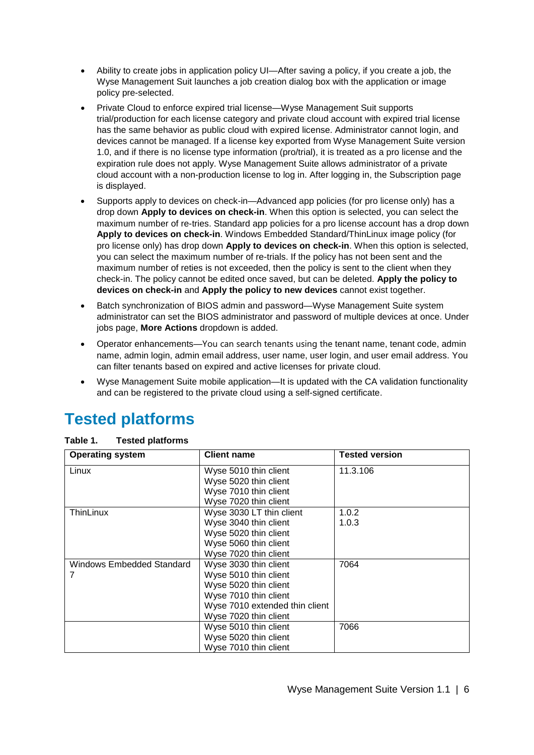- Ability to create jobs in application policy UI—After saving a policy, if you create a job, the Wyse Management Suit launches a job creation dialog box with the application or image policy pre-selected.
- Private Cloud to enforce expired trial license—Wyse Management Suit supports trial/production for each license category and private cloud account with expired trial license has the same behavior as public cloud with expired license. Administrator cannot login, and devices cannot be managed. If a license key exported from Wyse Management Suite version 1.0, and if there is no license type information (pro/trial), it is treated as a pro license and the expiration rule does not apply. Wyse Management Suite allows administrator of a private cloud account with a non-production license to log in. After logging in, the Subscription page is displayed.
- Supports apply to devices on check-in—Advanced app policies (for pro license only) has a drop down **Apply to devices on check-in**. When this option is selected, you can select the maximum number of re-tries. Standard app policies for a pro license account has a drop down **Apply to devices on check-in**. Windows Embedded Standard/ThinLinux image policy (for pro license only) has drop down **Apply to devices on check-in**. When this option is selected, you can select the maximum number of re-trials. If the policy has not been sent and the maximum number of reties is not exceeded, then the policy is sent to the client when they check-in. The policy cannot be edited once saved, but can be deleted. **Apply the policy to devices on check-in** and **Apply the policy to new devices** cannot exist together.
- Batch synchronization of BIOS admin and password—Wyse Management Suite system administrator can set the BIOS administrator and password of multiple devices at once. Under jobs page, **More Actions** dropdown is added.
- Operator enhancements—You can search tenants using the tenant name, tenant code, admin name, admin login, admin email address, user name, user login, and user email address. You can filter tenants based on expired and active licenses for private cloud.
- Wyse Management Suite mobile application—It is updated with the CA validation functionality and can be registered to the private cloud using a self-signed certificate.

# Tested platforms

**Table 1. Tested platforms**

| Operating system | Client name | Tested version |
|---|---|---|
| Linux | Wyse 5010 thin client<br>Wyse 5020 thin client<br>Wyse 7010 thin client<br>Wyse 7020 thin client | 11.3.106 |
| ThinLinux | Wyse 3030 LT thin client<br>Wyse 3040 thin client<br>Wyse 5020 thin client<br>Wyse 5060 thin client<br>Wyse 7020 thin client | 1.0.2<br>1.0.3 |
| Windows Embedded Standard 7 | Wyse 3030 thin client<br>Wyse 5010 thin client<br>Wyse 5020 thin client<br>Wyse 7010 thin client<br>Wyse 7010 extended thin client<br>Wyse 7020 thin client | 7064 |
| | Wyse 5010 thin client<br>Wyse 5020 thin client<br>Wyse 7010 thin client | 7066 |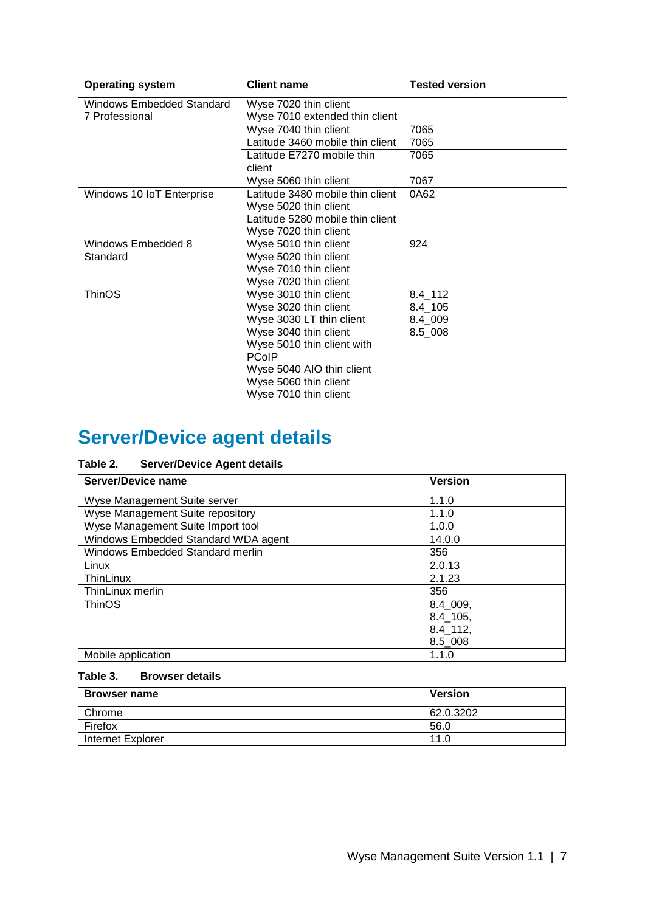| Operating system | Client name | Tested version |
|---|---|---|
| Windows Embedded Standard 7 Professional | Wyse 7020 thin client<br>Wyse 7010 extended thin client | |
| | Wyse 7040 thin client | 7065 |
| | Latitude 3460 mobile thin client | 7065 |
| | Latitude E7270 mobile thin client | 7065 |
| | Wyse 5060 thin client | 7067 |
| Windows 10 IoT Enterprise | Latitude 3480 mobile thin client<br>Wyse 5020 thin client<br>Latitude 5280 mobile thin client<br>Wyse 7020 thin client | 0A62 |
| Windows Embedded 8 Standard | Wyse 5010 thin client<br>Wyse 5020 thin client<br>Wyse 7010 thin client<br>Wyse 7020 thin client | 924 |
| ThinOS | Wyse 3010 thin client<br>Wyse 3020 thin client<br>Wyse 3030 LT thin client<br>Wyse 3040 thin client<br>Wyse 5010 thin client with PCoIP<br>Wyse 5040 AIO thin client<br>Wyse 5060 thin client<br>Wyse 7010 thin client | 8.4_112<br>8.4_105<br>8.4_009<br>8.5_008 |

# Server/Device agent details

**Table 2. Server/Device Agent details**

| Server/Device name | Version |
|---|---|
| Wyse Management Suite server | 1.1.0 |
| Wyse Management Suite repository | 1.1.0 |
| Wyse Management Suite Import tool | 1.0.0 |
| Windows Embedded Standard WDA agent | 14.0.0 |
| Windows Embedded Standard merlin | 356 |
| Linux | 2.0.13 |
| ThinLinux | 2.1.23 |
| ThinLinux merlin | 356 |
| ThinOS | 8.4_009,<br>8.4_105,<br>8.4_112,<br>8.5_008 |
| Mobile application | 1.1.0 |

**Table 3. Browser details**

| Browser name | Version |
|---|---|
| Chrome | 62.0.3202 |
| Firefox | 56.0 |
| Internet Explorer | 11.0 |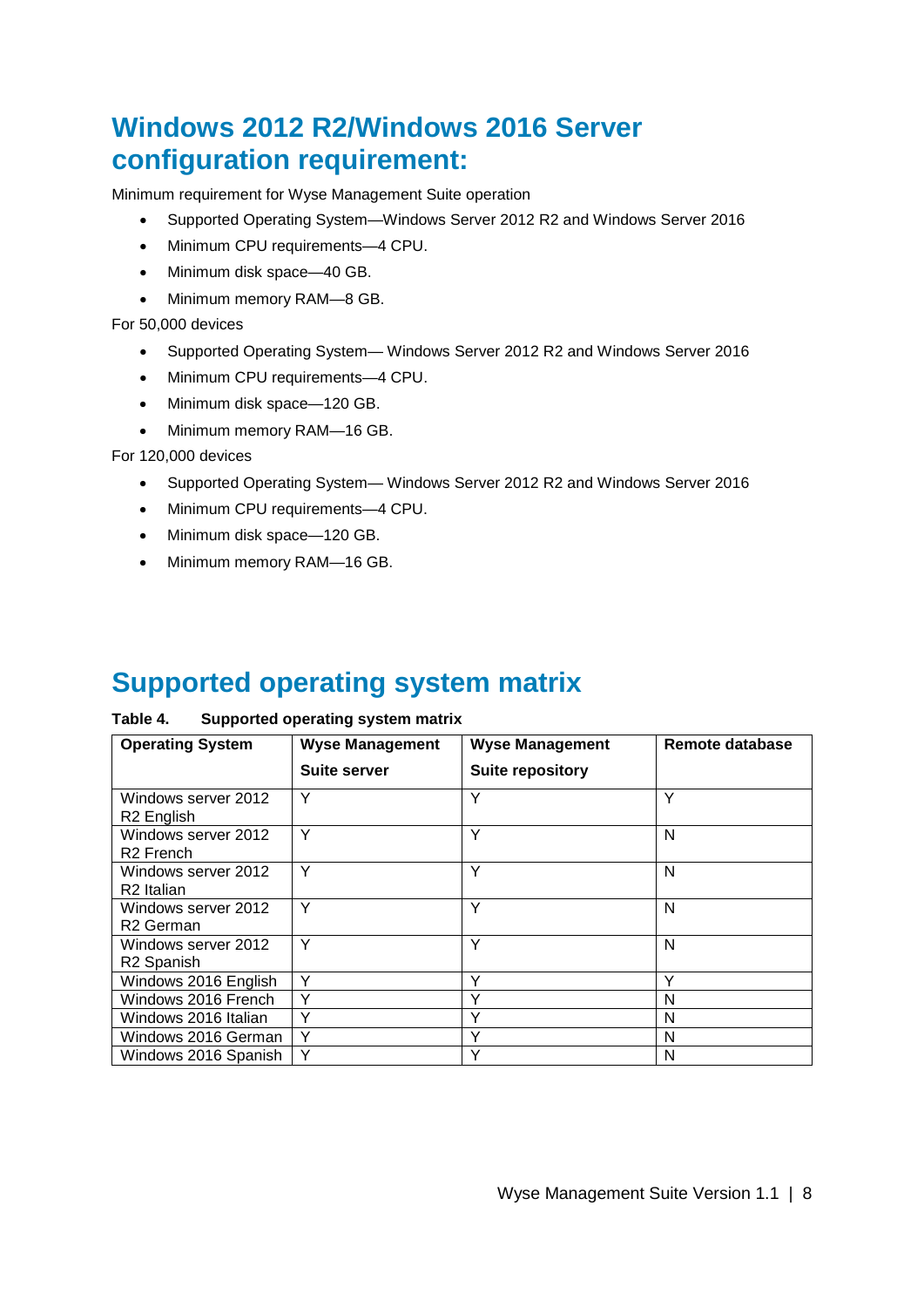## Windows 2012 R2/Windows 2016 Server configuration requirement:

Minimum requirement for Wyse Management Suite operation

- Supported Operating System—Windows Server 2012 R2 and Windows Server 2016
- Minimum CPU requirements—4 CPU.
- Minimum disk space—40 GB.
- Minimum memory RAM—8 GB.

For 50,000 devices

- Supported Operating System— Windows Server 2012 R2 and Windows Server 2016
- Minimum CPU requirements—4 CPU.
- Minimum disk space—120 GB.
- Minimum memory RAM—16 GB.

For 120,000 devices

- Supported Operating System— Windows Server 2012 R2 and Windows Server 2016
- Minimum CPU requirements—4 CPU.
- Minimum disk space—120 GB.
- Minimum memory RAM—16 GB.

## Supported operating system matrix

**Table 4. Supported operating system matrix**

| Operating System | Wyse Management Suite server | Wyse Management Suite repository | Remote database |
|---|---|---|---|
| Windows server 2012 R2 English | Y | Y | Y |
| Windows server 2012 R2 French | Y | Y | N |
| Windows server 2012 R2 Italian | Y | Y | N |
| Windows server 2012 R2 German | Y | Y | N |
| Windows server 2012 R2 Spanish | Y | Y | N |
| Windows 2016 English | Y | Y | Y |
| Windows 2016 French | Y | Y | N |
| Windows 2016 Italian | Y | Y | N |
| Windows 2016 German | Y | Y | N |
| Windows 2016 Spanish | Y | Y | N |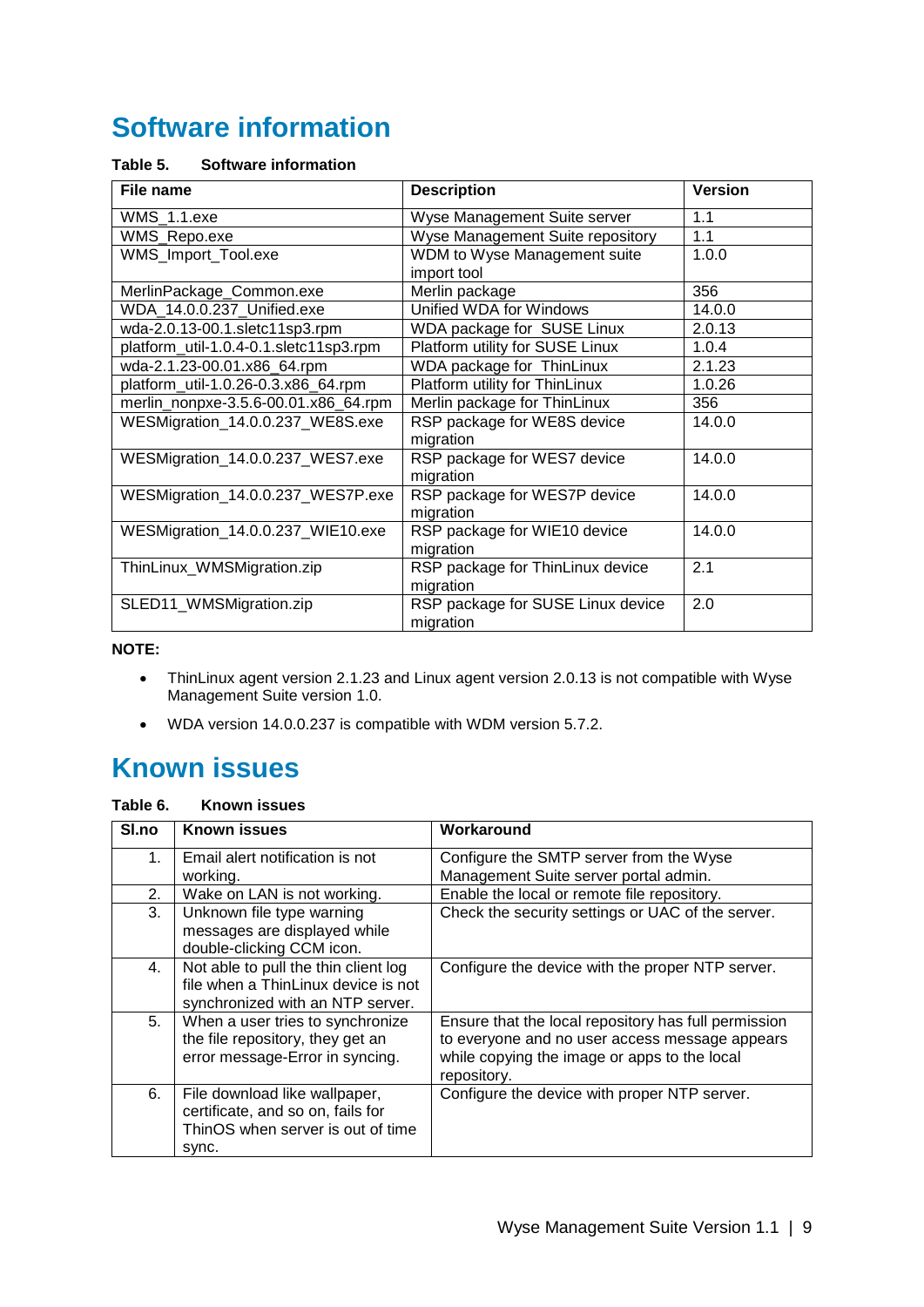# Software information

**Table 5. Software information**

| File name | Description | Version |
| --- | --- | --- |
| WMS_1.1.exe | Wyse Management Suite server | 1.1 |
| WMS_Repo.exe | Wyse Management Suite repository | 1.1 |
| WMS_Import_Tool.exe | WDM to Wyse Management suite import tool | 1.0.0 |
| MerlinPackage_Common.exe | Merlin package | 356 |
| WDA_14.0.0.237_Unified.exe | Unified WDA for Windows | 14.0.0 |
| wda-2.0.13-00.1.sletc11sp3.rpm | WDA package for SUSE Linux | 2.0.13 |
| platform_util-1.0.4-0.1.sletc11sp3.rpm | Platform utility for SUSE Linux | 1.0.4 |
| wda-2.1.23-00.01.x86_64.rpm | WDA package for ThinLinux | 2.1.23 |
| platform_util-1.0.26-0.3.x86_64.rpm | Platform utility for ThinLinux | 1.0.26 |
| merlin_nonpxe-3.5.6-00.01.x86_64.rpm | Merlin package for ThinLinux | 356 |
| WESMigration_14.0.0.237_WE8S.exe | RSP package for WE8S device migration | 14.0.0 |
| WESMigration_14.0.0.237_WES7.exe | RSP package for WES7 device migration | 14.0.0 |
| WESMigration_14.0.0.237_WES7P.exe | RSP package for WES7P device migration | 14.0.0 |
| WESMigration_14.0.0.237_WIE10.exe | RSP package for WIE10 device migration | 14.0.0 |
| ThinLinux_WMSMigration.zip | RSP package for ThinLinux device migration | 2.1 |
| SLED11_WMSMigration.zip | RSP package for SUSE Linux device migration | 2.0 |

**NOTE:**

- ThinLinux agent version 2.1.23 and Linux agent version 2.0.13 is not compatible with Wyse Management Suite version 1.0.
- WDA version 14.0.0.237 is compatible with WDM version 5.7.2.

# Known issues

**Table 6. Known issues**

| Sl.no | Known issues | Workaround |
| --- | --- | --- |
| 1. | Email alert notification is not working. | Configure the SMTP server from the Wyse Management Suite server portal admin. |
| 2. | Wake on LAN is not working. | Enable the local or remote file repository. |
| 3. | Unknown file type warning messages are displayed while double-clicking CCM icon. | Check the security settings or UAC of the server. |
| 4. | Not able to pull the thin client log file when a ThinLinux device is not synchronized with an NTP server. | Configure the device with the proper NTP server. |
| 5. | When a user tries to synchronize the file repository, they get an error message-Error in syncing. | Ensure that the local repository has full permission to everyone and no user access message appears while copying the image or apps to the local repository. |
| 6. | File download like wallpaper, certificate, and so on, fails for ThinOS when server is out of time sync. | Configure the device with proper NTP server. |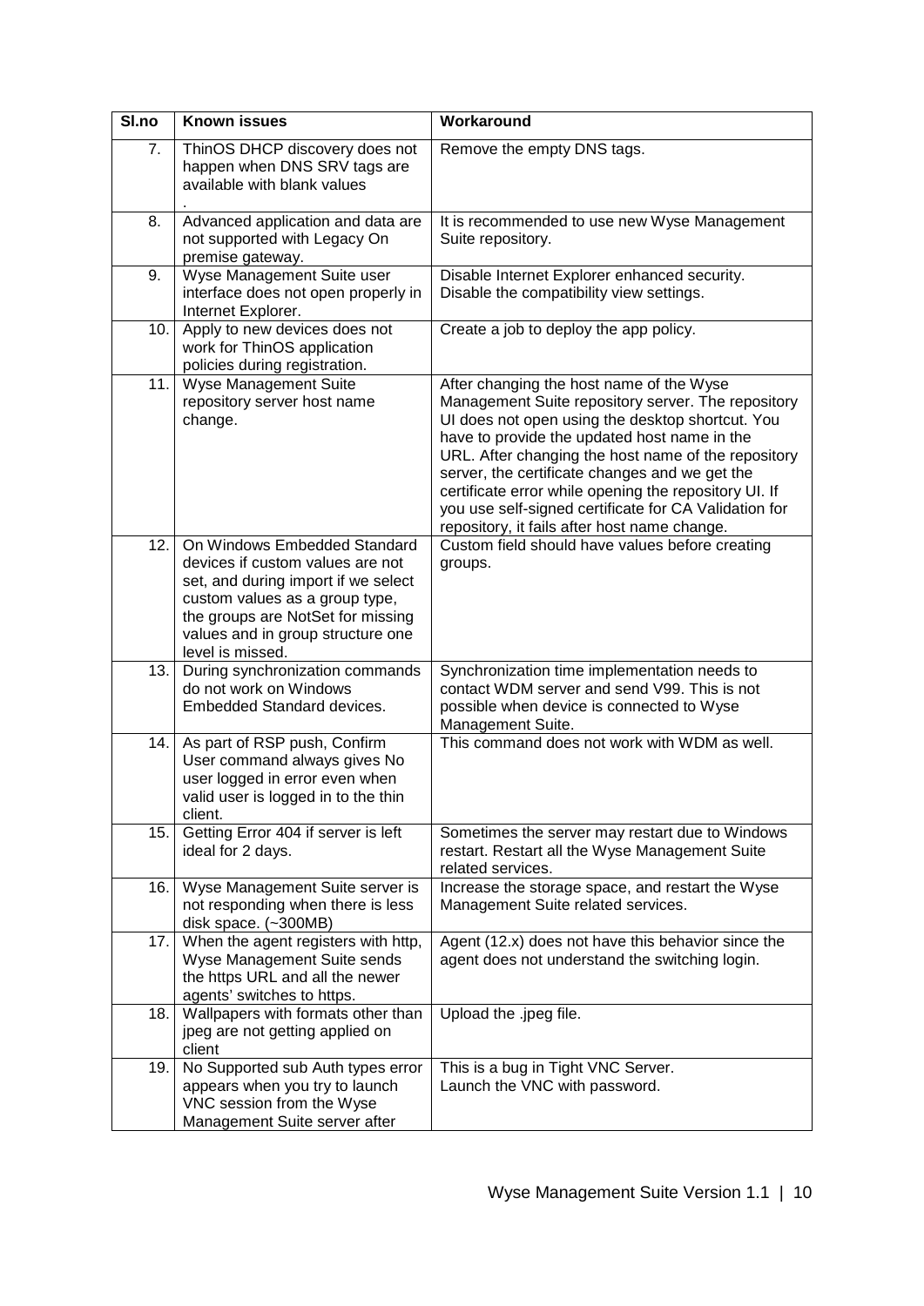| Sl.no | Known issues | Workaround |
|---|---|---|
| 7. | ThinOS DHCP discovery does not happen when DNS SRV tags are available with blank values<br>. | Remove the empty DNS tags. |
| 8. | Advanced application and data are not supported with Legacy On premise gateway. | It is recommended to use new Wyse Management Suite repository. |
| 9. | Wyse Management Suite user interface does not open properly in Internet Explorer. | Disable Internet Explorer enhanced security.<br>Disable the compatibility view settings. |
| 10. | Apply to new devices does not work for ThinOS application policies during registration. | Create a job to deploy the app policy. |
| 11. | Wyse Management Suite repository server host name change. | After changing the host name of the Wyse Management Suite repository server. The repository UI does not open using the desktop shortcut. You have to provide the updated host name in the URL. After changing the host name of the repository server, the certificate changes and we get the certificate error while opening the repository UI. If you use self-signed certificate for CA Validation for repository, it fails after host name change. |
| 12. | On Windows Embedded Standard devices if custom values are not set, and during import if we select custom values as a group type, the groups are NotSet for missing values and in group structure one level is missed. | Custom field should have values before creating groups. |
| 13. | During synchronization commands do not work on Windows Embedded Standard devices. | Synchronization time implementation needs to contact WDM server and send V99. This is not possible when device is connected to Wyse Management Suite. |
| 14. | As part of RSP push, Confirm User command always gives No user logged in error even when valid user is logged in to the thin client. | This command does not work with WDM as well. |
| 15. | Getting Error 404 if server is left ideal for 2 days. | Sometimes the server may restart due to Windows restart. Restart all the Wyse Management Suite related services. |
| 16. | Wyse Management Suite server is not responding when there is less disk space. (~300MB) | Increase the storage space, and restart the Wyse Management Suite related services. |
| 17. | When the agent registers with http, Wyse Management Suite sends the https URL and all the newer agents' switches to https. | Agent (12.x) does not have this behavior since the agent does not understand the switching login. |
| 18. | Wallpapers with formats other than jpeg are not getting applied on client | Upload the .jpeg file. |
| 19. | No Supported sub Auth types error appears when you try to launch VNC session from the Wyse Management Suite server after | This is a bug in Tight VNC Server.<br>Launch the VNC with password. |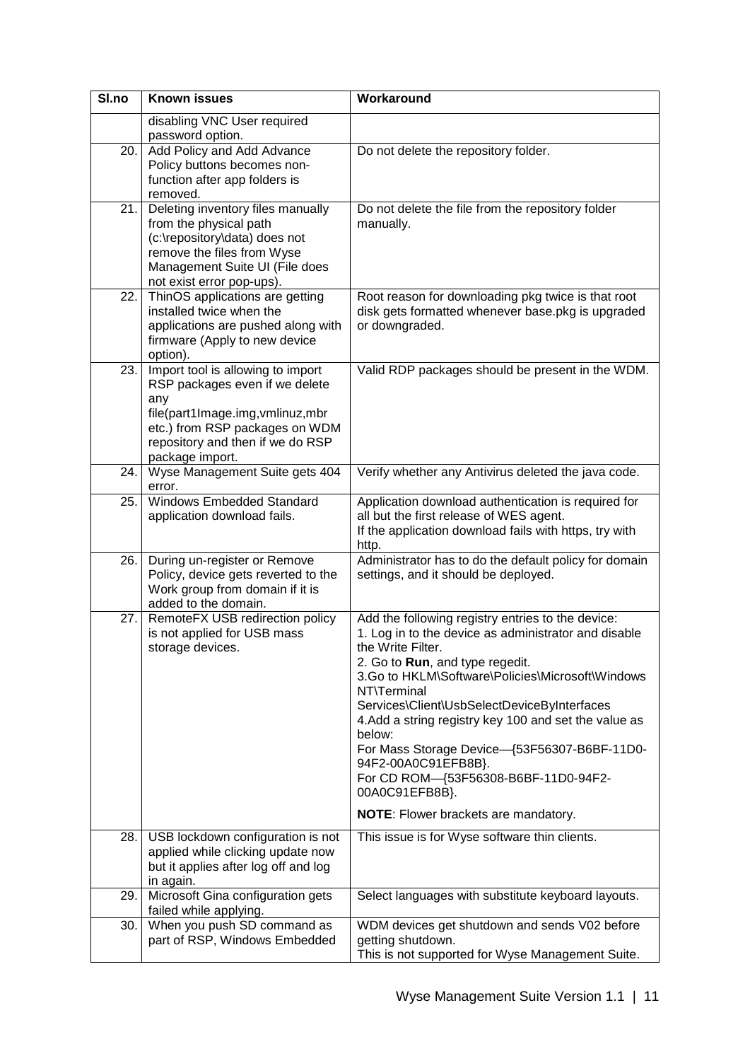| Sl.no | Known issues | Workaround |
|---|---|---|
| | disabling VNC User required password option. | |
| 20. | Add Policy and Add Advance Policy buttons becomes non-function after app folders is removed. | Do not delete the repository folder. |
| 21. | Deleting inventory files manually from the physical path (c:\repository\data) does not remove the files from Wyse Management Suite UI (File does not exist error pop-ups). | Do not delete the file from the repository folder manually. |
| 22. | ThinOS applications are getting installed twice when the applications are pushed along with firmware (Apply to new device option). | Root reason for downloading pkg twice is that root disk gets formatted whenever base.pkg is upgraded or downgraded. |
| 23. | Import tool is allowing to import RSP packages even if we delete any file(part1Image.img,vmlinuz,mbr etc.) from RSP packages on WDM repository and then if we do RSP package import. | Valid RDP packages should be present in the WDM. |
| 24. | Wyse Management Suite gets 404 error. | Verify whether any Antivirus deleted the java code. |
| 25. | Windows Embedded Standard application download fails. | Application download authentication is required for all but the first release of WES agent.<br>If the application download fails with https, try with http. |
| 26. | During un-register or Remove Policy, device gets reverted to the Work group from domain if it is added to the domain. | Administrator has to do the default policy for domain settings, and it should be deployed. |
| 27. | RemoteFX USB redirection policy is not applied for USB mass storage devices. | Add the following registry entries to the device:<br>1. Log in to the device as administrator and disable the Write Filter.<br>2. Go to **Run**, and type regedit.<br>3.Go to HKLM\Software\Policies\Microsoft\Windows NT\Terminal Services\Client\UsbSelectDeviceByInterfaces<br>4.Add a string registry key 100 and set the value as below:<br>For Mass Storage Device—{53F56307-B6BF-11D0-94F2-00A0C91EFB8B}.<br>For CD ROM—{53F56308-B6BF-11D0-94F2-00A0C91EFB8B}.<br>**NOTE**: Flower brackets are mandatory. |
| 28. | USB lockdown configuration is not applied while clicking update now but it applies after log off and log in again. | This issue is for Wyse software thin clients. |
| 29. | Microsoft Gina configuration gets failed while applying. | Select languages with substitute keyboard layouts. |
| 30. | When you push SD command as part of RSP, Windows Embedded | WDM devices get shutdown and sends V02 before getting shutdown.<br>This is not supported for Wyse Management Suite. |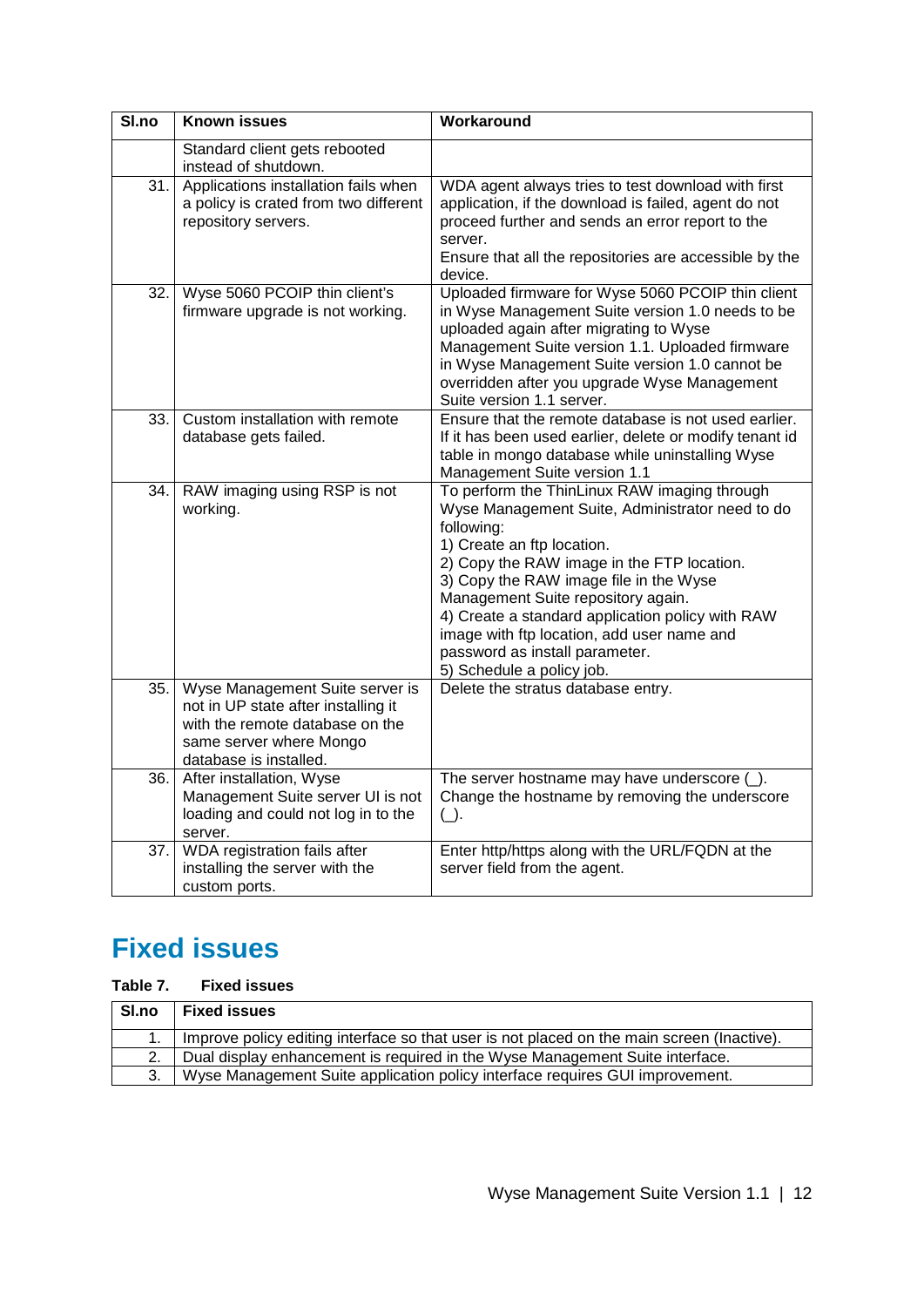| Sl.no | Known issues | Workaround |
| --- | --- | --- |
| | Standard client gets rebooted instead of shutdown. | |
| 31. | Applications installation fails when a policy is crated from two different repository servers. | WDA agent always tries to test download with first application, if the download is failed, agent do not proceed further and sends an error report to the server.<br>Ensure that all the repositories are accessible by the device. |
| 32. | Wyse 5060 PCOIP thin client's firmware upgrade is not working. | Uploaded firmware for Wyse 5060 PCOIP thin client in Wyse Management Suite version 1.0 needs to be uploaded again after migrating to Wyse Management Suite version 1.1. Uploaded firmware in Wyse Management Suite version 1.0 cannot be overridden after you upgrade Wyse Management Suite version 1.1 server. |
| 33. | Custom installation with remote database gets failed. | Ensure that the remote database is not used earlier. If it has been used earlier, delete or modify tenant id table in mongo database while uninstalling Wyse Management Suite version 1.1 |
| 34. | RAW imaging using RSP is not working. | To perform the ThinLinux RAW imaging through Wyse Management Suite, Administrator need to do following:<br>1) Create an ftp location.<br>2) Copy the RAW image in the FTP location.<br>3) Copy the RAW image file in the Wyse Management Suite repository again.<br>4) Create a standard application policy with RAW image with ftp location, add user name and password as install parameter.<br>5) Schedule a policy job. |
| 35. | Wyse Management Suite server is not in UP state after installing it with the remote database on the same server where Mongo database is installed. | Delete the stratus database entry. |
| 36. | After installation, Wyse Management Suite server UI is not loading and could not log in to the server. | The server hostname may have underscore (_). Change the hostname by removing the underscore (_). |
| 37. | WDA registration fails after installing the server with the custom ports. | Enter http/https along with the URL/FQDN at the server field from the agent. |

# Fixed issues

**Table 7. Fixed issues**

| Sl.no | Fixed issues |
| --- | --- |
| 1. | Improve policy editing interface so that user is not placed on the main screen (Inactive). |
| 2. | Dual display enhancement is required in the Wyse Management Suite interface. |
| 3. | Wyse Management Suite application policy interface requires GUI improvement. |